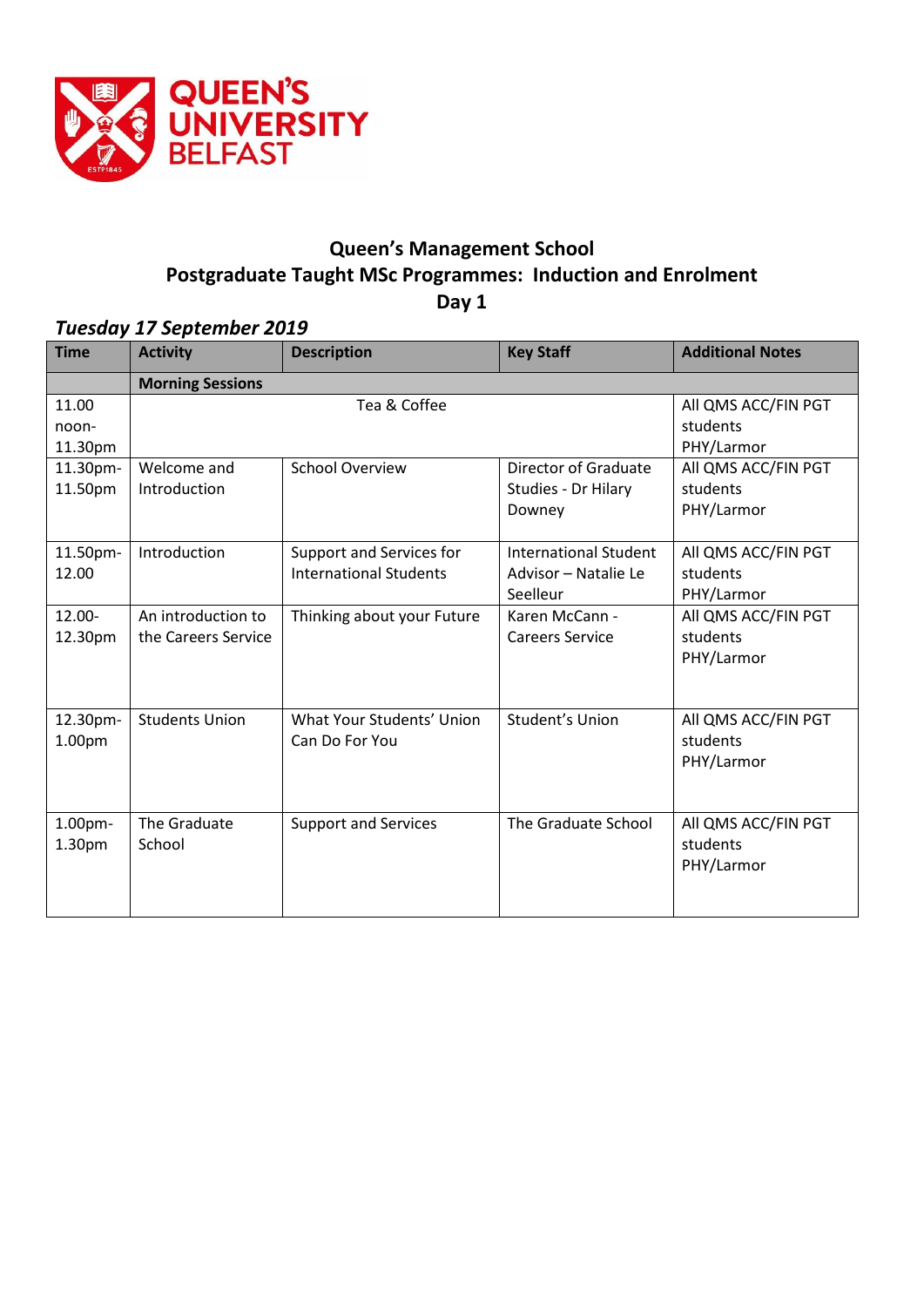QUEEN'S UNIVERSITY BELFAST

# Queen's Management School
## Postgraduate Taught MSc Programmes: Induction and Enrolment
## Day 1

### *Tuesday 17 September 2019*

| Time | Activity | Description | Key Staff | Additional Notes |
|---|---|---|---|---|
| | **Morning Sessions** | | | |
| 11.00 noon-11.30pm | Tea & Coffee | | | All QMS ACC/FIN PGT students PHY/Larmor |
| 11.30pm-11.50pm | Welcome and Introduction | School Overview | Director of Graduate Studies - Dr Hilary Downey | All QMS ACC/FIN PGT students PHY/Larmor |
| 11.50pm-12.00 | Introduction | Support and Services for International Students | International Student Advisor – Natalie Le Seelleur | All QMS ACC/FIN PGT students PHY/Larmor |
| 12.00-12.30pm | An introduction to the Careers Service | Thinking about your Future | Karen McCann - Careers Service | All QMS ACC/FIN PGT students PHY/Larmor |
| 12.30pm-1.00pm | Students Union | What Your Students' Union Can Do For You | Student's Union | All QMS ACC/FIN PGT students PHY/Larmor |
| 1.00pm-1.30pm | The Graduate School | Support and Services | The Graduate School | All QMS ACC/FIN PGT students PHY/Larmor |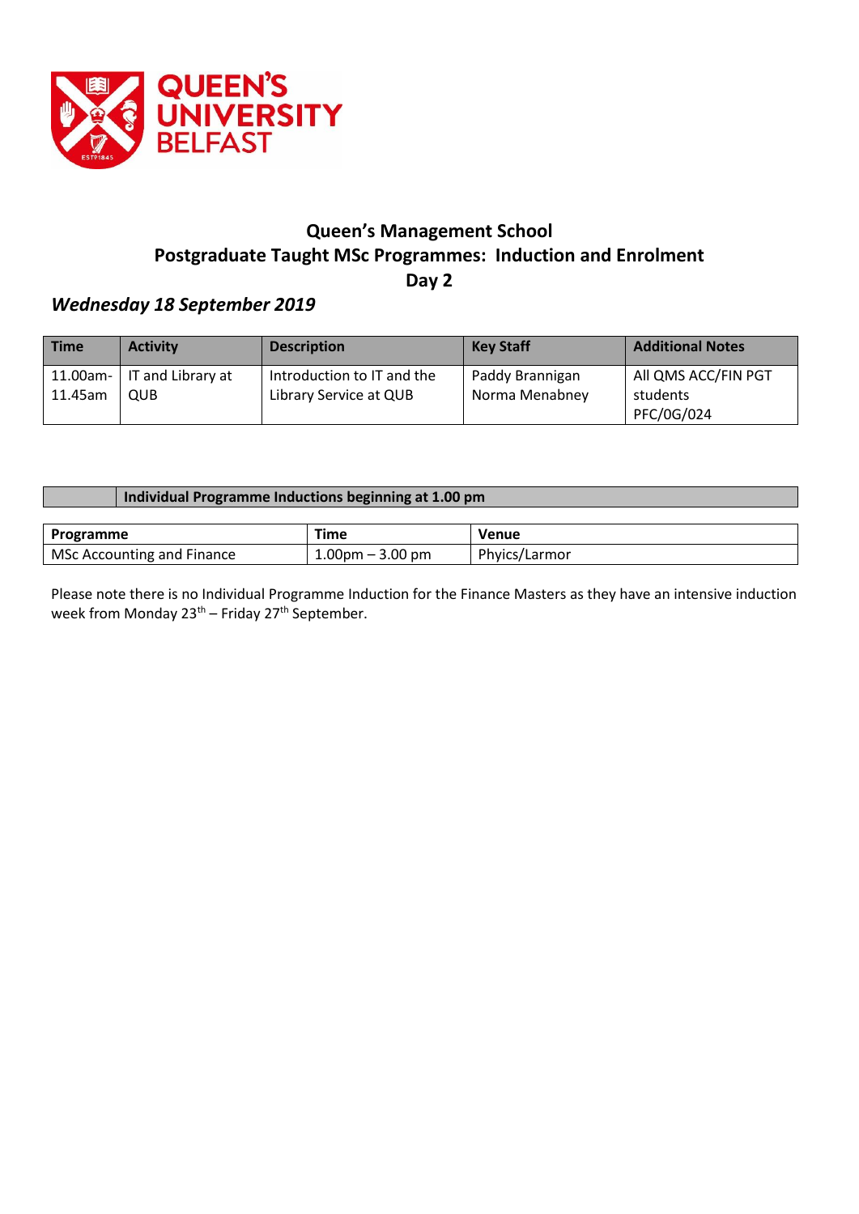## Queen's Management School

## Postgraduate Taught MSc Programmes: Induction and Enrolment

## Day 2

### *Wednesday 18 September 2019*

| Time | Activity | Description | Key Staff | Additional Notes |
|---|---|---|---|---|
| 11.00am-11.45am | IT and Library at QUB | Introduction to IT and the Library Service at QUB | Paddy Brannigan<br>Norma Menabney | All QMS ACC/FIN PGT students PFC/0G/024 |

| | Individual Programme Inductions beginning at 1.00 pm |
|---|---|

| Programme | Time | Venue |
|---|---|---|
| MSc Accounting and Finance | 1.00pm – 3.00 pm | Phyics/Larmor |

Please note there is no Individual Programme Induction for the Finance Masters as they have an intensive induction week from Monday 23th – Friday 27th September.